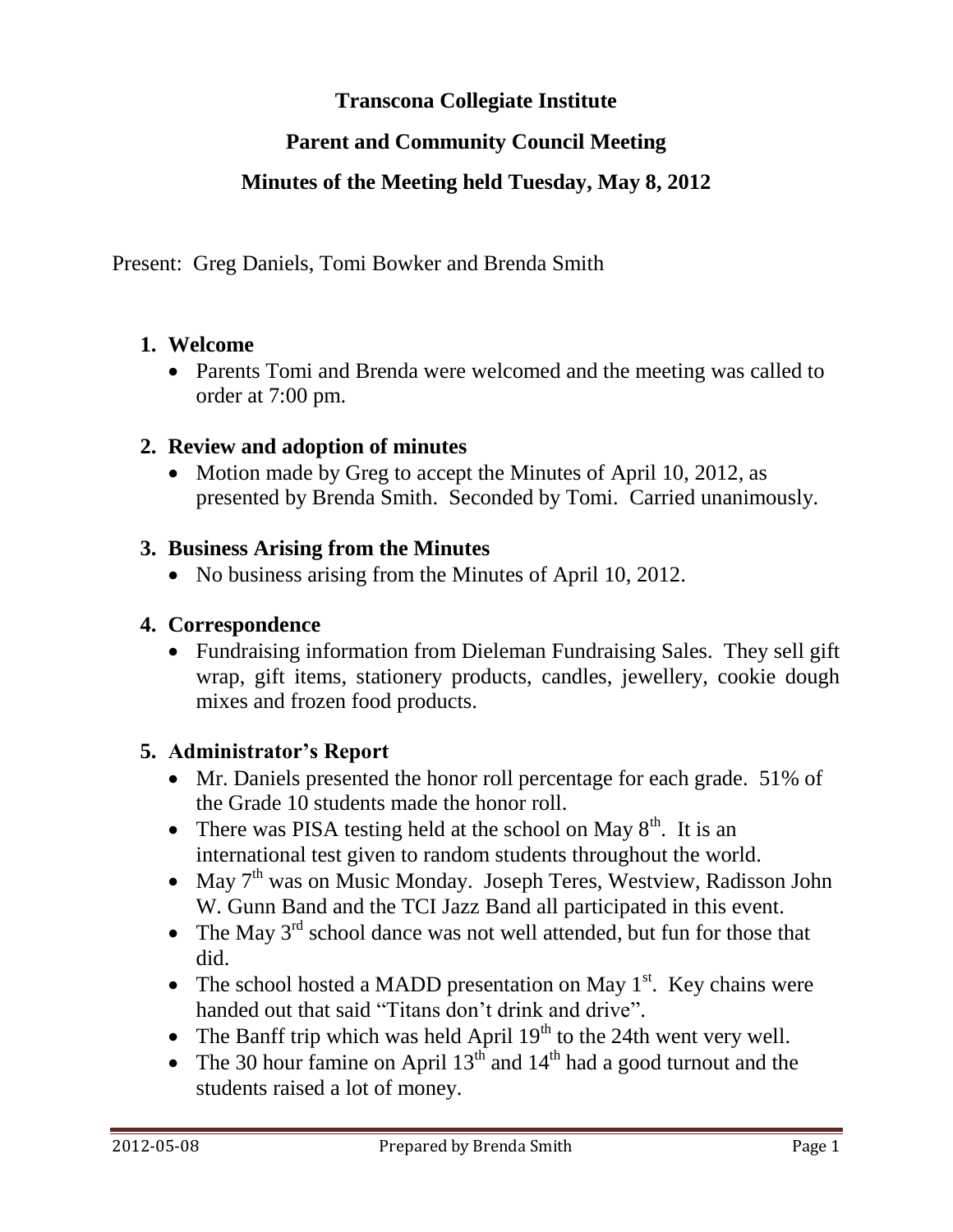# Transcona Collegiate Institute

## Parent and Community Council Meeting

## Minutes of the Meeting held Tuesday, May 8, 2012

Present: Greg Daniels, Tomi Bowker and Brenda Smith

1. **Welcome**
   - Parents Tomi and Brenda were welcomed and the meeting was called to order at 7:00 pm.

2. **Review and adoption of minutes**
   - Motion made by Greg to accept the Minutes of April 10, 2012, as presented by Brenda Smith. Seconded by Tomi. Carried unanimously.

3. **Business Arising from the Minutes**
   - No business arising from the Minutes of April 10, 2012.

4. **Correspondence**
   - Fundraising information from Dieleman Fundraising Sales. They sell gift wrap, gift items, stationery products, candles, jewellery, cookie dough mixes and frozen food products.

5. **Administrator's Report**
   - Mr. Daniels presented the honor roll percentage for each grade. 51% of the Grade 10 students made the honor roll.
   - There was PISA testing held at the school on May 8th. It is an international test given to random students throughout the world.
   - May 7th was on Music Monday. Joseph Teres, Westview, Radisson John W. Gunn Band and the TCI Jazz Band all participated in this event.
   - The May 3rd school dance was not well attended, but fun for those that did.
   - The school hosted a MADD presentation on May 1st. Key chains were handed out that said "Titans don't drink and drive".
   - The Banff trip which was held April 19th to the 24th went very well.
   - The 30 hour famine on April 13th and 14th had a good turnout and the students raised a lot of money.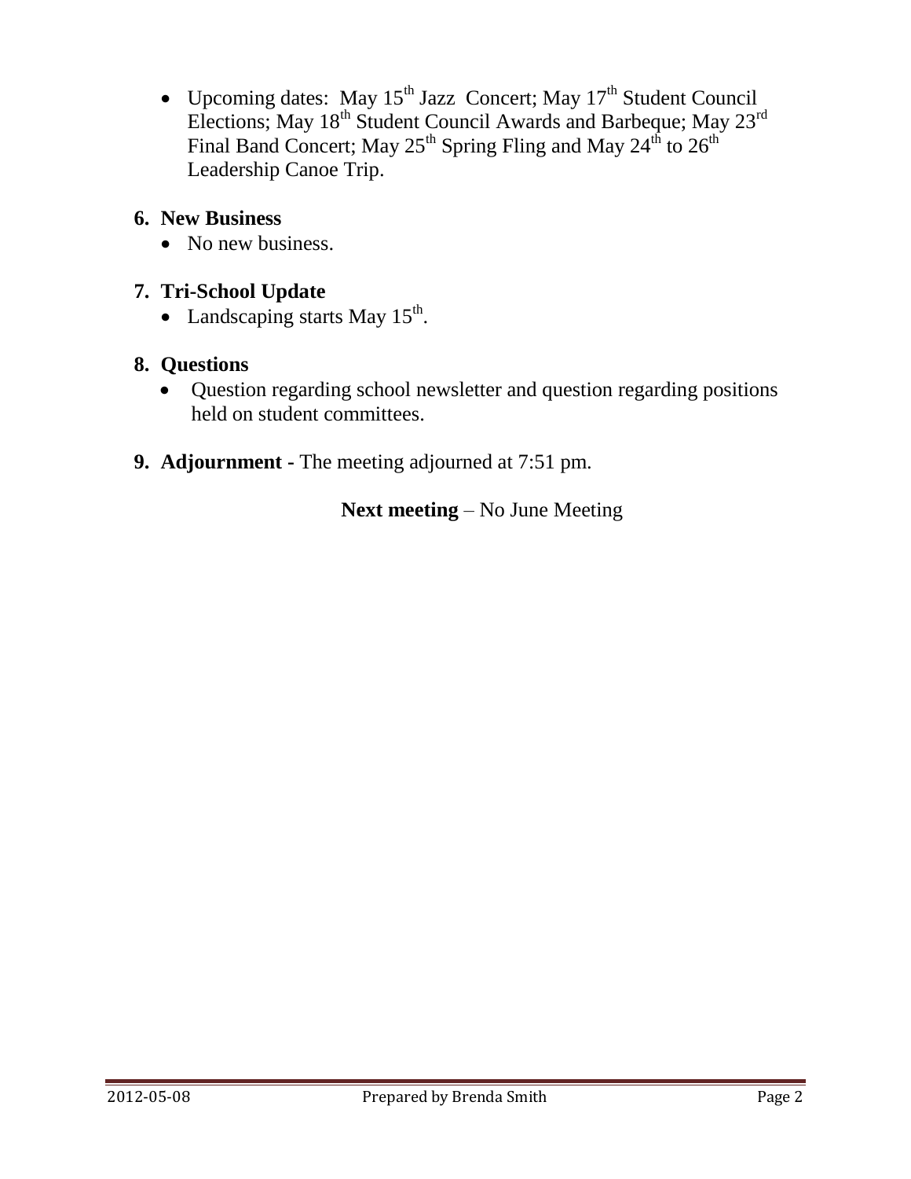- Upcoming dates: May 15th Jazz Concert; May 17th Student Council Elections; May 18th Student Council Awards and Barbeque; May 23rd Final Band Concert; May 25th Spring Fling and May 24th to 26th Leadership Canoe Trip.

6. **New Business**
   - No new business.

7. **Tri-School Update**
   - Landscaping starts May 15th.

8. **Questions**
   - Question regarding school newsletter and question regarding positions held on student committees.

9. **Adjournment -** The meeting adjourned at 7:51 pm.

**Next meeting** – No June Meeting